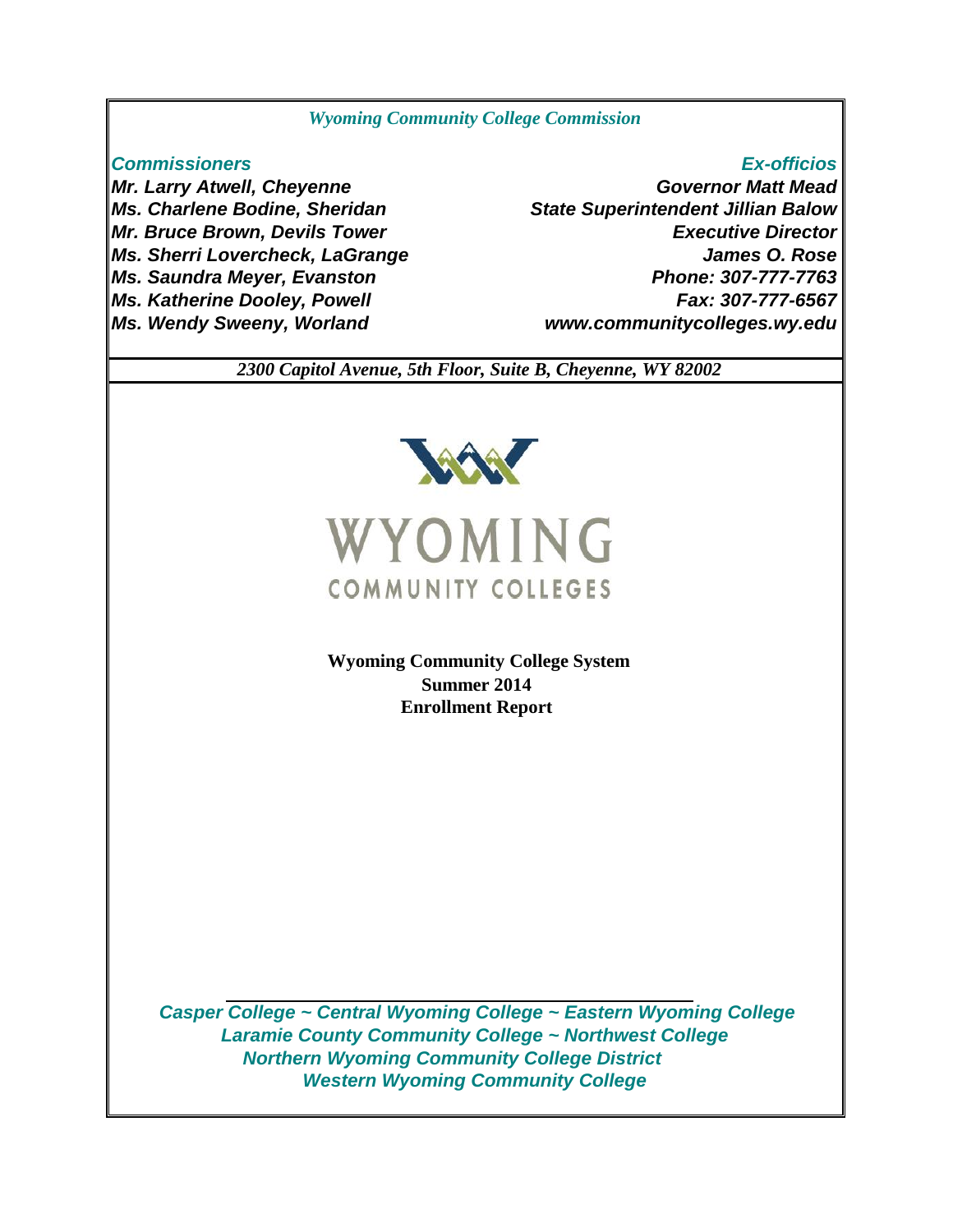*Wyoming Community College Commission*

| *Commissioners* | *Ex-officios* |
|---|---|
| ***Mr. Larry Atwell, Cheyenne*** | ***Governor Matt Mead*** |
| ***Ms. Charlene Bodine, Sheridan*** | ***State Superintendent Jillian Balow*** |
| ***Mr. Bruce Brown, Devils Tower*** | ***Executive Director*** |
| ***Ms. Sherri Lovercheck, LaGrange*** | ***James O. Rose*** |
| ***Ms. Saundra Meyer, Evanston*** | ***Phone: 307-777-7763*** |
| ***Ms. Katherine Dooley, Powell*** | ***Fax: 307-777-6567*** |
| ***Ms. Wendy Sweeny, Worland*** | ***www.communitycolleges.wy.edu*** |

*2300 Capitol Avenue, 5th Floor, Suite B, Cheyenne, WY 82002*

WYOMING
COMMUNITY COLLEGES

**Wyoming Community College System**
**Summer 2014**
**Enrollment Report**

***Casper College ~ Central Wyoming College ~ Eastern Wyoming College***
***Laramie County Community College ~ Northwest College***
***Northern Wyoming Community College District***
***Western Wyoming Community College***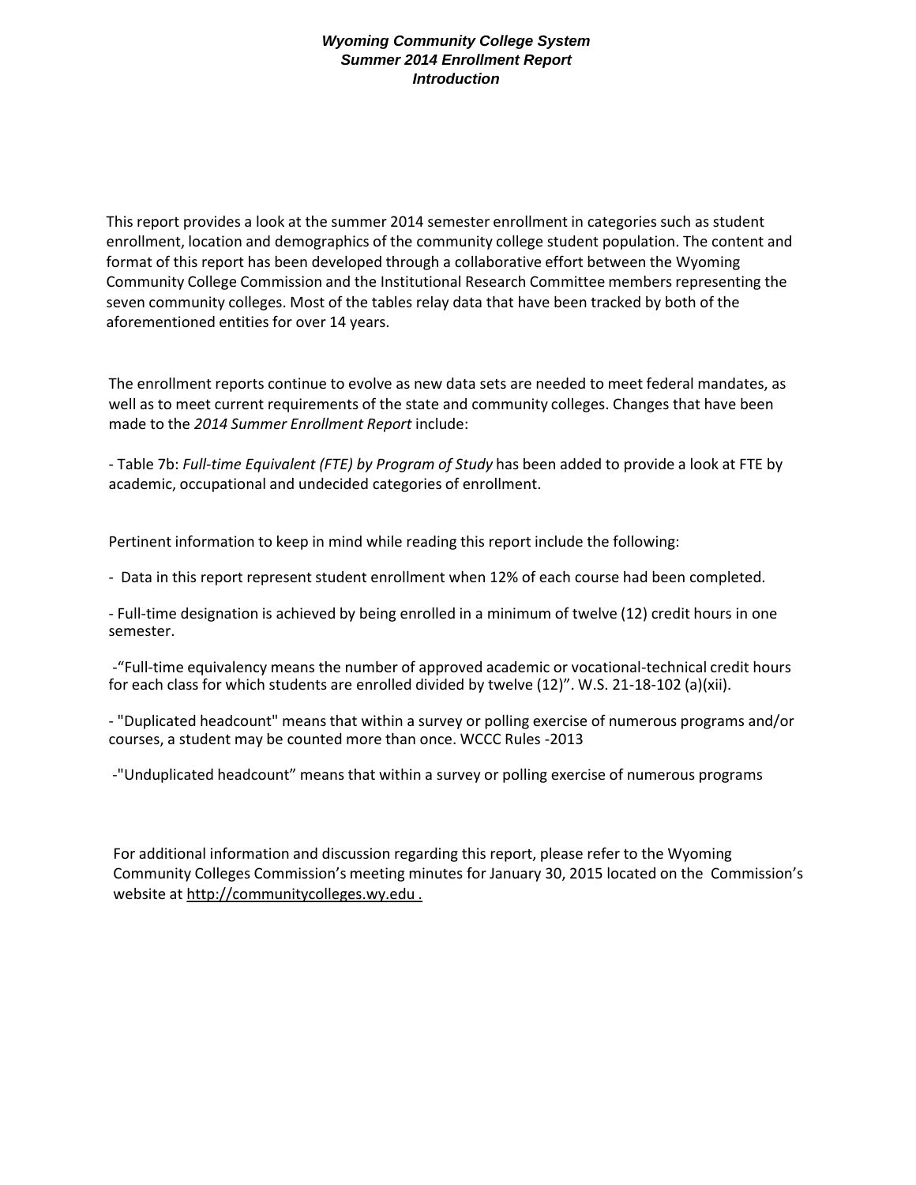### *Wyoming Community College System*
### *Summer 2014 Enrollment Report*
### *Introduction*

This report provides a look at the summer 2014 semester enrollment in categories such as student enrollment, location and demographics of the community college student population. The content and format of this report has been developed through a collaborative effort between the Wyoming Community College Commission and the Institutional Research Committee members representing the seven community colleges. Most of the tables relay data that have been tracked by both of the aforementioned entities for over 14 years.

The enrollment reports continue to evolve as new data sets are needed to meet federal mandates, as well as to meet current requirements of the state and community colleges. Changes that have been made to the *2014 Summer Enrollment Report* include:

- Table 7b: *Full-time Equivalent (FTE) by Program of Study* has been added to provide a look at FTE by academic, occupational and undecided categories of enrollment.

Pertinent information to keep in mind while reading this report include the following:

- Data in this report represent student enrollment when 12% of each course had been completed.

- Full-time designation is achieved by being enrolled in a minimum of twelve (12) credit hours in one semester.

- "Full-time equivalency means the number of approved academic or vocational-technical credit hours for each class for which students are enrolled divided by twelve (12)". W.S. 21-18-102 (a)(xii).

- "Duplicated headcount" means that within a survey or polling exercise of numerous programs and/or courses, a student may be counted more than once. WCCC Rules -2013

- "Unduplicated headcount" means that within a survey or polling exercise of numerous programs

For additional information and discussion regarding this report, please refer to the Wyoming Community Colleges Commission's meeting minutes for January 30, 2015 located on the Commission's website at http://communitycolleges.wy.edu .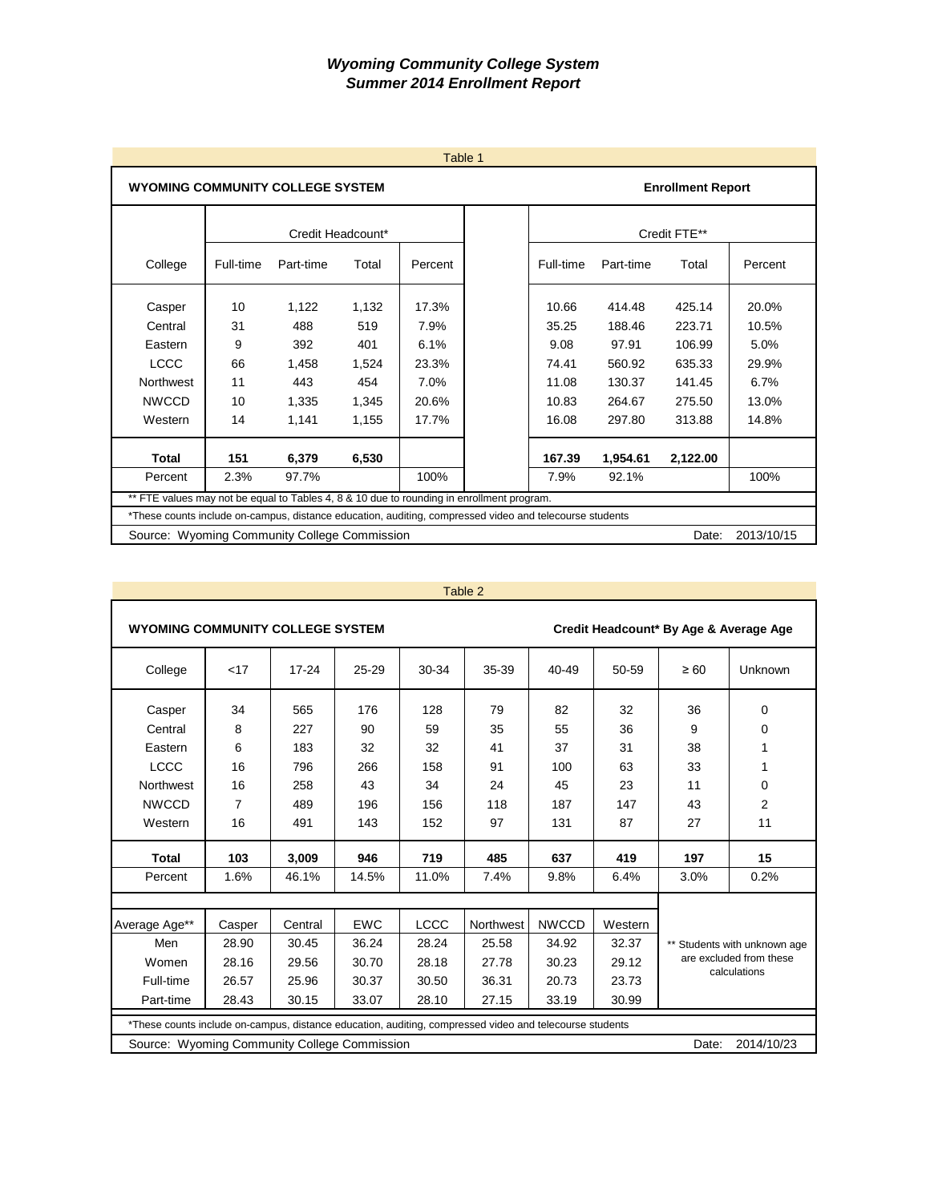# *Wyoming Community College System*
## *Summer 2014 Enrollment Report*

Table 1

**WYOMING COMMUNITY COLLEGE SYSTEM** — **Enrollment Report**

| College | Credit Headcount* | | | | | Credit FTE** | | | |
|---|---|---|---|---|---|---|---|---|---|
| | Full-time | Part-time | Total | Percent | | Full-time | Part-time | Total | Percent |
| Casper | 10 | 1,122 | 1,132 | 17.3% | | 10.66 | 414.48 | 425.14 | 20.0% |
| Central | 31 | 488 | 519 | 7.9% | | 35.25 | 188.46 | 223.71 | 10.5% |
| Eastern | 9 | 392 | 401 | 6.1% | | 9.08 | 97.91 | 106.99 | 5.0% |
| LCCC | 66 | 1,458 | 1,524 | 23.3% | | 74.41 | 560.92 | 635.33 | 29.9% |
| Northwest | 11 | 443 | 454 | 7.0% | | 11.08 | 130.37 | 141.45 | 6.7% |
| NWCCD | 10 | 1,335 | 1,345 | 20.6% | | 10.83 | 264.67 | 275.50 | 13.0% |
| Western | 14 | 1,141 | 1,155 | 17.7% | | 16.08 | 297.80 | 313.88 | 14.8% |
| **Total** | **151** | **6,379** | **6,530** | | | **167.39** | **1,954.61** | **2,122.00** | |
| Percent | 2.3% | 97.7% | | 100% | | 7.9% | 92.1% | | 100% |

** FTE values may not be equal to Tables 4, 8 & 10 due to rounding in enrollment program.

*These counts include on-campus, distance education, auditing, compressed video and telecourse students

Source: Wyoming Community College Commission — Date: 2013/10/15

Table 2

**WYOMING COMMUNITY COLLEGE SYSTEM** — **Credit Headcount* By Age & Average Age**

| College | <17 | 17-24 | 25-29 | 30-34 | 35-39 | 40-49 | 50-59 | ≥ 60 | Unknown |
|---|---|---|---|---|---|---|---|---|---|
| Casper | 34 | 565 | 176 | 128 | 79 | 82 | 32 | 36 | 0 |
| Central | 8 | 227 | 90 | 59 | 35 | 55 | 36 | 9 | 0 |
| Eastern | 6 | 183 | 32 | 32 | 41 | 37 | 31 | 38 | 1 |
| LCCC | 16 | 796 | 266 | 158 | 91 | 100 | 63 | 33 | 1 |
| Northwest | 16 | 258 | 43 | 34 | 24 | 45 | 23 | 11 | 0 |
| NWCCD | 7 | 489 | 196 | 156 | 118 | 187 | 147 | 43 | 2 |
| Western | 16 | 491 | 143 | 152 | 97 | 131 | 87 | 27 | 11 |
| **Total** | **103** | **3,009** | **946** | **719** | **485** | **637** | **419** | **197** | **15** |
| Percent | 1.6% | 46.1% | 14.5% | 11.0% | 7.4% | 9.8% | 6.4% | 3.0% | 0.2% |

| Average Age** | Casper | Central | EWC | LCCC | Northwest | NWCCD | Western |
|---|---|---|---|---|---|---|---|
| Men | 28.90 | 30.45 | 36.24 | 28.24 | 25.58 | 34.92 | 32.37 |
| Women | 28.16 | 29.56 | 30.70 | 28.18 | 27.78 | 30.23 | 29.12 |
| Full-time | 26.57 | 25.96 | 30.37 | 30.50 | 36.31 | 20.73 | 23.73 |
| Part-time | 28.43 | 30.15 | 33.07 | 28.10 | 27.15 | 33.19 | 30.99 |

** Students with unknown age are excluded from these calculations

*These counts include on-campus, distance education, auditing, compressed video and telecourse students

Source: Wyoming Community College Commission — Date: 2014/10/23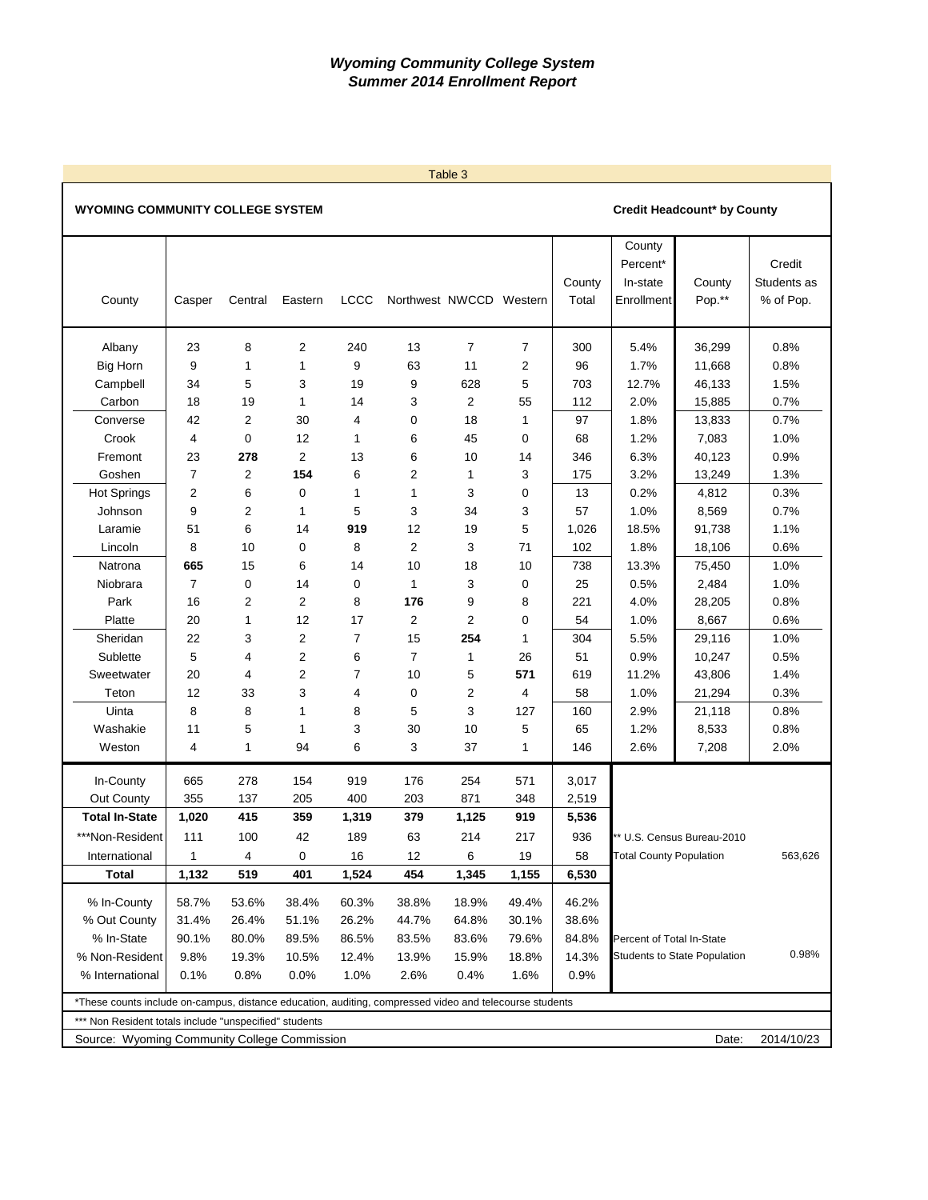# *Wyoming Community College System*
## *Summer 2014 Enrollment Report*

Table 3

**WYOMING COMMUNITY COLLEGE SYSTEM** — **Credit Headcount* by County**

| County | Casper | Central | Eastern | LCCC | Northwest | NWCCD | Western | County Total | County Percent* In-state Enrollment | County Pop.** | Credit Students as % of Pop. |
|---|---|---|---|---|---|---|---|---|---|---|---|
| Albany | 23 | 8 | 2 | 240 | 13 | 7 | 7 | 300 | 5.4% | 36,299 | 0.8% |
| Big Horn | 9 | 1 | 1 | 9 | 63 | 11 | 2 | 96 | 1.7% | 11,668 | 0.8% |
| Campbell | 34 | 5 | 3 | 19 | 9 | 628 | 5 | 703 | 12.7% | 46,133 | 1.5% |
| Carbon | 18 | 19 | 1 | 14 | 3 | 2 | 55 | 112 | 2.0% | 15,885 | 0.7% |
| Converse | 42 | 2 | 30 | 4 | 0 | 18 | 1 | 97 | 1.8% | 13,833 | 0.7% |
| Crook | 4 | 0 | 12 | 1 | 6 | 45 | 0 | 68 | 1.2% | 7,083 | 1.0% |
| Fremont | 23 | **278** | 2 | 13 | 6 | 10 | 14 | 346 | 6.3% | 40,123 | 0.9% |
| Goshen | 7 | 2 | **154** | 6 | 2 | 1 | 3 | 175 | 3.2% | 13,249 | 1.3% |
| Hot Springs | 2 | 6 | 0 | 1 | 1 | 3 | 0 | 13 | 0.2% | 4,812 | 0.3% |
| Johnson | 9 | 2 | 1 | 5 | 3 | 34 | 3 | 57 | 1.0% | 8,569 | 0.7% |
| Laramie | 51 | 6 | 14 | **919** | 12 | 19 | 5 | 1,026 | 18.5% | 91,738 | 1.1% |
| Lincoln | 8 | 10 | 0 | 8 | 2 | 3 | 71 | 102 | 1.8% | 18,106 | 0.6% |
| Natrona | **665** | 15 | 6 | 14 | 10 | 18 | 10 | 738 | 13.3% | 75,450 | 1.0% |
| Niobrara | 7 | 0 | 14 | 0 | 1 | 3 | 0 | 25 | 0.5% | 2,484 | 1.0% |
| Park | 16 | 2 | 2 | 8 | **176** | 9 | 8 | 221 | 4.0% | 28,205 | 0.8% |
| Platte | 20 | 1 | 12 | 17 | 2 | 2 | 0 | 54 | 1.0% | 8,667 | 0.6% |
| Sheridan | 22 | 3 | 2 | 7 | 15 | **254** | 1 | 304 | 5.5% | 29,116 | 1.0% |
| Sublette | 5 | 4 | 2 | 6 | 7 | 1 | 26 | 51 | 0.9% | 10,247 | 0.5% |
| Sweetwater | 20 | 4 | 2 | 7 | 10 | 5 | **571** | 619 | 11.2% | 43,806 | 1.4% |
| Teton | 12 | 33 | 3 | 4 | 0 | 2 | 4 | 58 | 1.0% | 21,294 | 0.3% |
| Uinta | 8 | 8 | 1 | 8 | 5 | 3 | 127 | 160 | 2.9% | 21,118 | 0.8% |
| Washakie | 11 | 5 | 1 | 3 | 30 | 10 | 5 | 65 | 1.2% | 8,533 | 0.8% |
| Weston | 4 | 1 | 94 | 6 | 3 | 37 | 1 | 146 | 2.6% | 7,208 | 2.0% |
| In-County | 665 | 278 | 154 | 919 | 176 | 254 | 571 | 3,017 | | | |
| Out County | 355 | 137 | 205 | 400 | 203 | 871 | 348 | 2,519 | | | |
| **Total In-State** | **1,020** | **415** | **359** | **1,319** | **379** | **1,125** | **919** | **5,536** | | | |
| ***Non-Resident | 111 | 100 | 42 | 189 | 63 | 214 | 217 | 936 | ** U.S. Census Bureau-2010 | | |
| International | 1 | 4 | 0 | 16 | 12 | 6 | 19 | 58 | Total County Population | | 563,626 |
| **Total** | **1,132** | **519** | **401** | **1,524** | **454** | **1,345** | **1,155** | **6,530** | | | |
| % In-County | 58.7% | 53.6% | 38.4% | 60.3% | 38.8% | 18.9% | 49.4% | 46.2% | | | |
| % Out County | 31.4% | 26.4% | 51.1% | 26.2% | 44.7% | 64.8% | 30.1% | 38.6% | | | |
| % In-State | 90.1% | 80.0% | 89.5% | 86.5% | 83.5% | 83.6% | 79.6% | 84.8% | Percent of Total In-State | | |
| % Non-Resident | 9.8% | 19.3% | 10.5% | 12.4% | 13.9% | 15.9% | 18.8% | 14.3% | Students to State Population | | 0.98% |
| % International | 0.1% | 0.8% | 0.0% | 1.0% | 2.6% | 0.4% | 1.6% | 0.9% | | | |

*These counts include on-campus, distance education, auditing, compressed video and telecourse students

*** Non Resident totals include "unspecified" students

Source: Wyoming Community College Commission — Date: 2014/10/23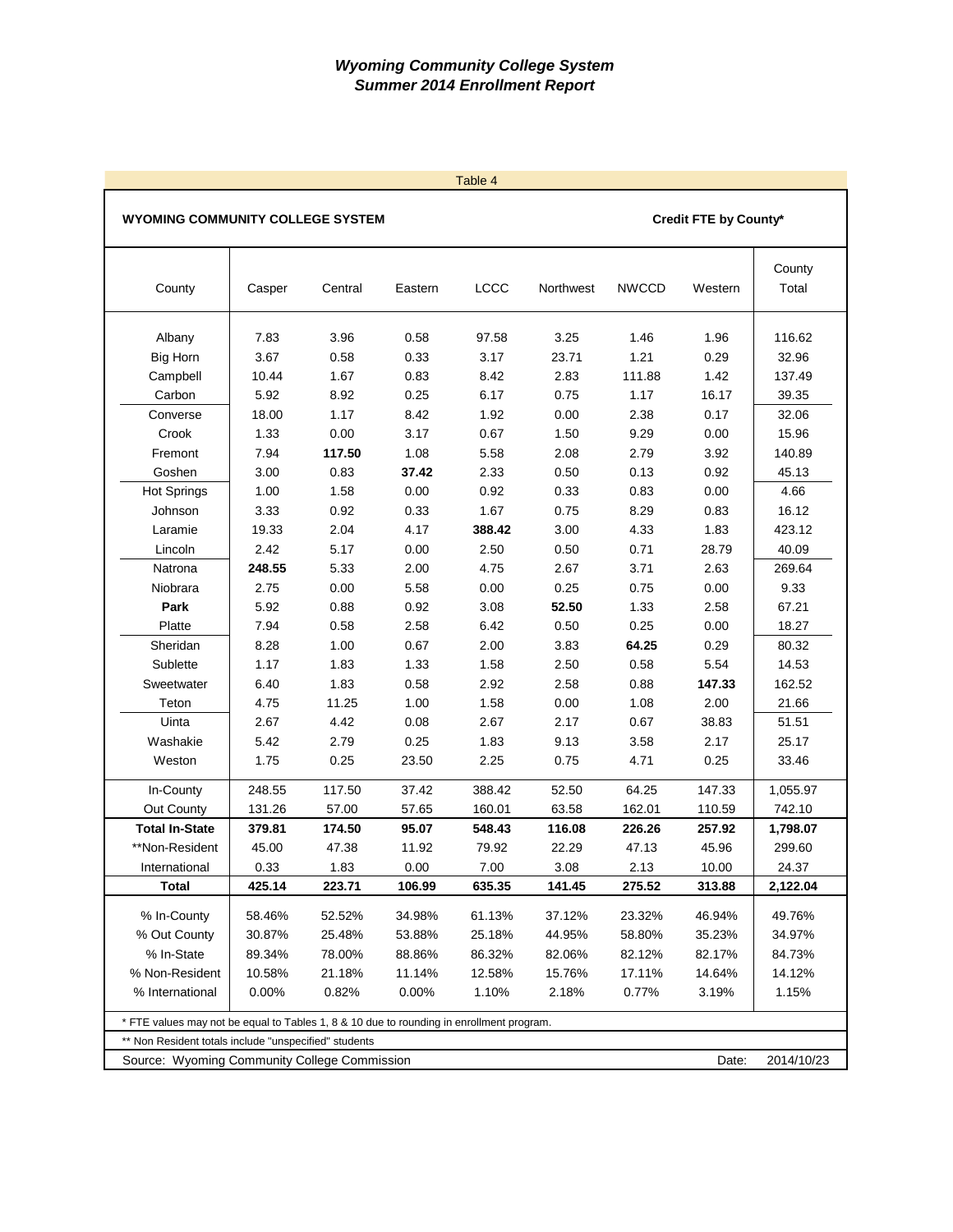# *Wyoming Community College System*
# *Summer 2014 Enrollment Report*

Table 4

**WYOMING COMMUNITY COLLEGE SYSTEM** — **Credit FTE by County***

| County | Casper | Central | Eastern | LCCC | Northwest | NWCCD | Western | County Total |
|---|---|---|---|---|---|---|---|---|
| Albany | 7.83 | 3.96 | 0.58 | 97.58 | 3.25 | 1.46 | 1.96 | 116.62 |
| Big Horn | 3.67 | 0.58 | 0.33 | 3.17 | 23.71 | 1.21 | 0.29 | 32.96 |
| Campbell | 10.44 | 1.67 | 0.83 | 8.42 | 2.83 | 111.88 | 1.42 | 137.49 |
| Carbon | 5.92 | 8.92 | 0.25 | 6.17 | 0.75 | 1.17 | 16.17 | 39.35 |
| Converse | 18.00 | 1.17 | 8.42 | 1.92 | 0.00 | 2.38 | 0.17 | 32.06 |
| Crook | 1.33 | 0.00 | 3.17 | 0.67 | 1.50 | 9.29 | 0.00 | 15.96 |
| Fremont | 7.94 | **117.50** | 1.08 | 5.58 | 2.08 | 2.79 | 3.92 | 140.89 |
| Goshen | 3.00 | 0.83 | **37.42** | 2.33 | 0.50 | 0.13 | 0.92 | 45.13 |
| Hot Springs | 1.00 | 1.58 | 0.00 | 0.92 | 0.33 | 0.83 | 0.00 | 4.66 |
| Johnson | 3.33 | 0.92 | 0.33 | 1.67 | 0.75 | 8.29 | 0.83 | 16.12 |
| Laramie | 19.33 | 2.04 | 4.17 | **388.42** | 3.00 | 4.33 | 1.83 | 423.12 |
| Lincoln | 2.42 | 5.17 | 0.00 | 2.50 | 0.50 | 0.71 | 28.79 | 40.09 |
| Natrona | **248.55** | 5.33 | 2.00 | 4.75 | 2.67 | 3.71 | 2.63 | 269.64 |
| Niobrara | 2.75 | 0.00 | 5.58 | 0.00 | 0.25 | 0.75 | 0.00 | 9.33 |
| **Park** | 5.92 | 0.88 | 0.92 | 3.08 | **52.50** | 1.33 | 2.58 | 67.21 |
| Platte | 7.94 | 0.58 | 2.58 | 6.42 | 0.50 | 0.25 | 0.00 | 18.27 |
| Sheridan | 8.28 | 1.00 | 0.67 | 2.00 | 3.83 | **64.25** | 0.29 | 80.32 |
| Sublette | 1.17 | 1.83 | 1.33 | 1.58 | 2.50 | 0.58 | 5.54 | 14.53 |
| Sweetwater | 6.40 | 1.83 | 0.58 | 2.92 | 2.58 | 0.88 | **147.33** | 162.52 |
| Teton | 4.75 | 11.25 | 1.00 | 1.58 | 0.00 | 1.08 | 2.00 | 21.66 |
| Uinta | 2.67 | 4.42 | 0.08 | 2.67 | 2.17 | 0.67 | 38.83 | 51.51 |
| Washakie | 5.42 | 2.79 | 0.25 | 1.83 | 9.13 | 3.58 | 2.17 | 25.17 |
| Weston | 1.75 | 0.25 | 23.50 | 2.25 | 0.75 | 4.71 | 0.25 | 33.46 |
| In-County | 248.55 | 117.50 | 37.42 | 388.42 | 52.50 | 64.25 | 147.33 | 1,055.97 |
| Out County | 131.26 | 57.00 | 57.65 | 160.01 | 63.58 | 162.01 | 110.59 | 742.10 |
| **Total In-State** | **379.81** | **174.50** | **95.07** | **548.43** | **116.08** | **226.26** | **257.92** | **1,798.07** |
| **Non-Resident | 45.00 | 47.38 | 11.92 | 79.92 | 22.29 | 47.13 | 45.96 | 299.60 |
| International | 0.33 | 1.83 | 0.00 | 7.00 | 3.08 | 2.13 | 10.00 | 24.37 |
| **Total** | **425.14** | **223.71** | **106.99** | **635.35** | **141.45** | **275.52** | **313.88** | **2,122.04** |
| % In-County | 58.46% | 52.52% | 34.98% | 61.13% | 37.12% | 23.32% | 46.94% | 49.76% |
| % Out County | 30.87% | 25.48% | 53.88% | 25.18% | 44.95% | 58.80% | 35.23% | 34.97% |
| % In-State | 89.34% | 78.00% | 88.86% | 86.32% | 82.06% | 82.12% | 82.17% | 84.73% |
| % Non-Resident | 10.58% | 21.18% | 11.14% | 12.58% | 15.76% | 17.11% | 14.64% | 14.12% |
| % International | 0.00% | 0.82% | 0.00% | 1.10% | 2.18% | 0.77% | 3.19% | 1.15% |

* FTE values may not be equal to Tables 1, 8 & 10 due to rounding in enrollment program.

** Non Resident totals include "unspecified" students

Source: Wyoming Community College Commission — Date: 2014/10/23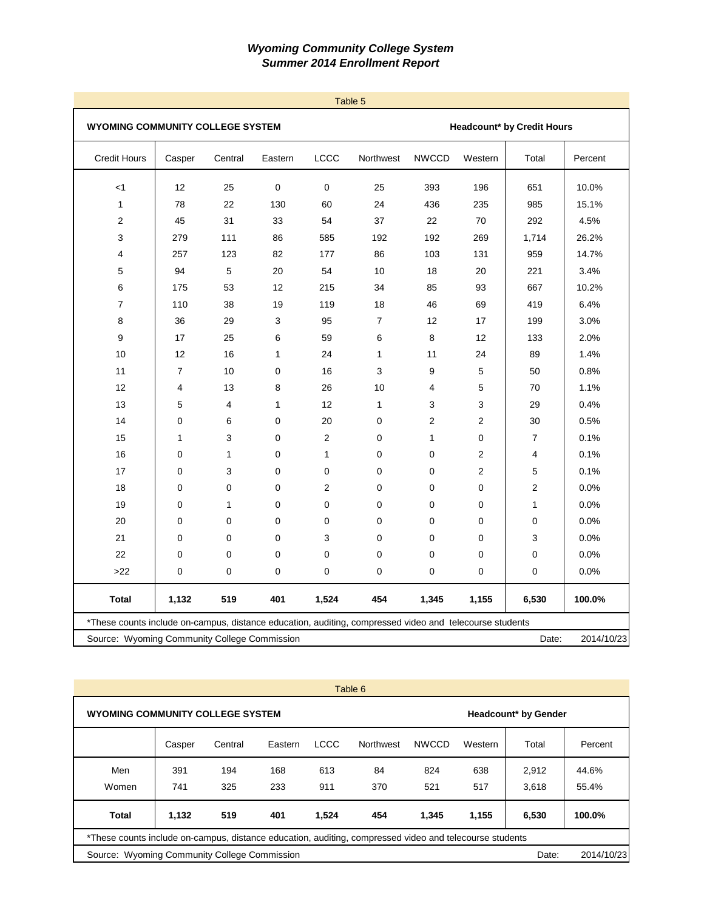## *Wyoming Community College System*
## *Summer 2014 Enrollment Report*

Table 5

**WYOMING COMMUNITY COLLEGE SYSTEM** — **Headcount* by Credit Hours**

| Credit Hours | Casper | Central | Eastern | LCCC | Northwest | NWCCD | Western | Total | Percent |
|---|---|---|---|---|---|---|---|---|---|
| <1 | 12 | 25 | 0 | 0 | 25 | 393 | 196 | 651 | 10.0% |
| 1 | 78 | 22 | 130 | 60 | 24 | 436 | 235 | 985 | 15.1% |
| 2 | 45 | 31 | 33 | 54 | 37 | 22 | 70 | 292 | 4.5% |
| 3 | 279 | 111 | 86 | 585 | 192 | 192 | 269 | 1,714 | 26.2% |
| 4 | 257 | 123 | 82 | 177 | 86 | 103 | 131 | 959 | 14.7% |
| 5 | 94 | 5 | 20 | 54 | 10 | 18 | 20 | 221 | 3.4% |
| 6 | 175 | 53 | 12 | 215 | 34 | 85 | 93 | 667 | 10.2% |
| 7 | 110 | 38 | 19 | 119 | 18 | 46 | 69 | 419 | 6.4% |
| 8 | 36 | 29 | 3 | 95 | 7 | 12 | 17 | 199 | 3.0% |
| 9 | 17 | 25 | 6 | 59 | 6 | 8 | 12 | 133 | 2.0% |
| 10 | 12 | 16 | 1 | 24 | 1 | 11 | 24 | 89 | 1.4% |
| 11 | 7 | 10 | 0 | 16 | 3 | 9 | 5 | 50 | 0.8% |
| 12 | 4 | 13 | 8 | 26 | 10 | 4 | 5 | 70 | 1.1% |
| 13 | 5 | 4 | 1 | 12 | 1 | 3 | 3 | 29 | 0.4% |
| 14 | 0 | 6 | 0 | 20 | 0 | 2 | 2 | 30 | 0.5% |
| 15 | 1 | 3 | 0 | 2 | 0 | 1 | 0 | 7 | 0.1% |
| 16 | 0 | 1 | 0 | 1 | 0 | 0 | 2 | 4 | 0.1% |
| 17 | 0 | 3 | 0 | 0 | 0 | 0 | 2 | 5 | 0.1% |
| 18 | 0 | 0 | 0 | 2 | 0 | 0 | 0 | 2 | 0.0% |
| 19 | 0 | 1 | 0 | 0 | 0 | 0 | 0 | 1 | 0.0% |
| 20 | 0 | 0 | 0 | 0 | 0 | 0 | 0 | 0 | 0.0% |
| 21 | 0 | 0 | 0 | 3 | 0 | 0 | 0 | 3 | 0.0% |
| 22 | 0 | 0 | 0 | 0 | 0 | 0 | 0 | 0 | 0.0% |
| >22 | 0 | 0 | 0 | 0 | 0 | 0 | 0 | 0 | 0.0% |
| **Total** | **1,132** | **519** | **401** | **1,524** | **454** | **1,345** | **1,155** | **6,530** | **100.0%** |

*These counts include on-campus, distance education, auditing, compressed video and telecourse students

Source: Wyoming Community College Commission — Date: 2014/10/23

Table 6

**WYOMING COMMUNITY COLLEGE SYSTEM** — **Headcount* by Gender**

| | Casper | Central | Eastern | LCCC | Northwest | NWCCD | Western | Total | Percent |
|---|---|---|---|---|---|---|---|---|---|
| Men | 391 | 194 | 168 | 613 | 84 | 824 | 638 | 2,912 | 44.6% |
| Women | 741 | 325 | 233 | 911 | 370 | 521 | 517 | 3,618 | 55.4% |
| **Total** | **1,132** | **519** | **401** | **1,524** | **454** | **1,345** | **1,155** | **6,530** | **100.0%** |

*These counts include on-campus, distance education, auditing, compressed video and telecourse students

Source: Wyoming Community College Commission — Date: 2014/10/23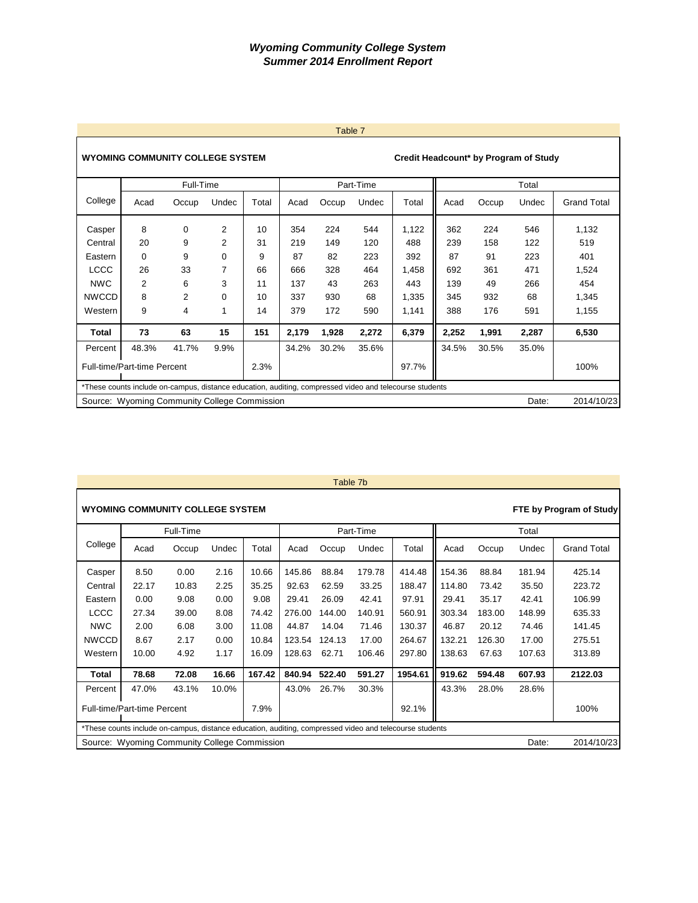# *Wyoming Community College System*
## *Summer 2014 Enrollment Report*

Table 7

**WYOMING COMMUNITY COLLEGE SYSTEM** — **Credit Headcount* by Program of Study**

| College | Full-Time | | | | Part-Time | | | | Total | | | |
|---|---|---|---|---|---|---|---|---|---|---|---|---|
| | Acad | Occup | Undec | Total | Acad | Occup | Undec | Total | Acad | Occup | Undec | Grand Total |
| Casper | 8 | 0 | 2 | 10 | 354 | 224 | 544 | 1,122 | 362 | 224 | 546 | 1,132 |
| Central | 20 | 9 | 2 | 31 | 219 | 149 | 120 | 488 | 239 | 158 | 122 | 519 |
| Eastern | 0 | 9 | 0 | 9 | 87 | 82 | 223 | 392 | 87 | 91 | 223 | 401 |
| LCCC | 26 | 33 | 7 | 66 | 666 | 328 | 464 | 1,458 | 692 | 361 | 471 | 1,524 |
| NWC | 2 | 6 | 3 | 11 | 137 | 43 | 263 | 443 | 139 | 49 | 266 | 454 |
| NWCCD | 8 | 2 | 0 | 10 | 337 | 930 | 68 | 1,335 | 345 | 932 | 68 | 1,345 |
| Western | 9 | 4 | 1 | 14 | 379 | 172 | 590 | 1,141 | 388 | 176 | 591 | 1,155 |
| **Total** | **73** | **63** | **15** | **151** | **2,179** | **1,928** | **2,272** | **6,379** | **2,252** | **1,991** | **2,287** | **6,530** |
| Percent | 48.3% | 41.7% | 9.9% | | 34.2% | 30.2% | 35.6% | | 34.5% | 30.5% | 35.0% | |
| Full-time/Part-time Percent | | | | 2.3% | | | | 97.7% | | | | 100% |

*These counts include on-campus, distance education, auditing, compressed video and telecourse students

Source: Wyoming Community College Commission — Date: 2014/10/23

Table 7b

**WYOMING COMMUNITY COLLEGE SYSTEM** — **FTE by Program of Study**

| College | Full-Time | | | | Part-Time | | | | Total | | | |
|---|---|---|---|---|---|---|---|---|---|---|---|---|
| | Acad | Occup | Undec | Total | Acad | Occup | Undec | Total | Acad | Occup | Undec | Grand Total |
| Casper | 8.50 | 0.00 | 2.16 | 10.66 | 145.86 | 88.84 | 179.78 | 414.48 | 154.36 | 88.84 | 181.94 | 425.14 |
| Central | 22.17 | 10.83 | 2.25 | 35.25 | 92.63 | 62.59 | 33.25 | 188.47 | 114.80 | 73.42 | 35.50 | 223.72 |
| Eastern | 0.00 | 9.08 | 0.00 | 9.08 | 29.41 | 26.09 | 42.41 | 97.91 | 29.41 | 35.17 | 42.41 | 106.99 |
| LCCC | 27.34 | 39.00 | 8.08 | 74.42 | 276.00 | 144.00 | 140.91 | 560.91 | 303.34 | 183.00 | 148.99 | 635.33 |
| NWC | 2.00 | 6.08 | 3.00 | 11.08 | 44.87 | 14.04 | 71.46 | 130.37 | 46.87 | 20.12 | 74.46 | 141.45 |
| NWCCD | 8.67 | 2.17 | 0.00 | 10.84 | 123.54 | 124.13 | 17.00 | 264.67 | 132.21 | 126.30 | 17.00 | 275.51 |
| Western | 10.00 | 4.92 | 1.17 | 16.09 | 128.63 | 62.71 | 106.46 | 297.80 | 138.63 | 67.63 | 107.63 | 313.89 |
| **Total** | **78.68** | **72.08** | **16.66** | **167.42** | **840.94** | **522.40** | **591.27** | **1954.61** | **919.62** | **594.48** | **607.93** | **2122.03** |
| Percent | 47.0% | 43.1% | 10.0% | | 43.0% | 26.7% | 30.3% | | 43.3% | 28.0% | 28.6% | |
| Full-time/Part-time Percent | | | | 7.9% | | | | 92.1% | | | | 100% |

*These counts include on-campus, distance education, auditing, compressed video and telecourse students

Source: Wyoming Community College Commission — Date: 2014/10/23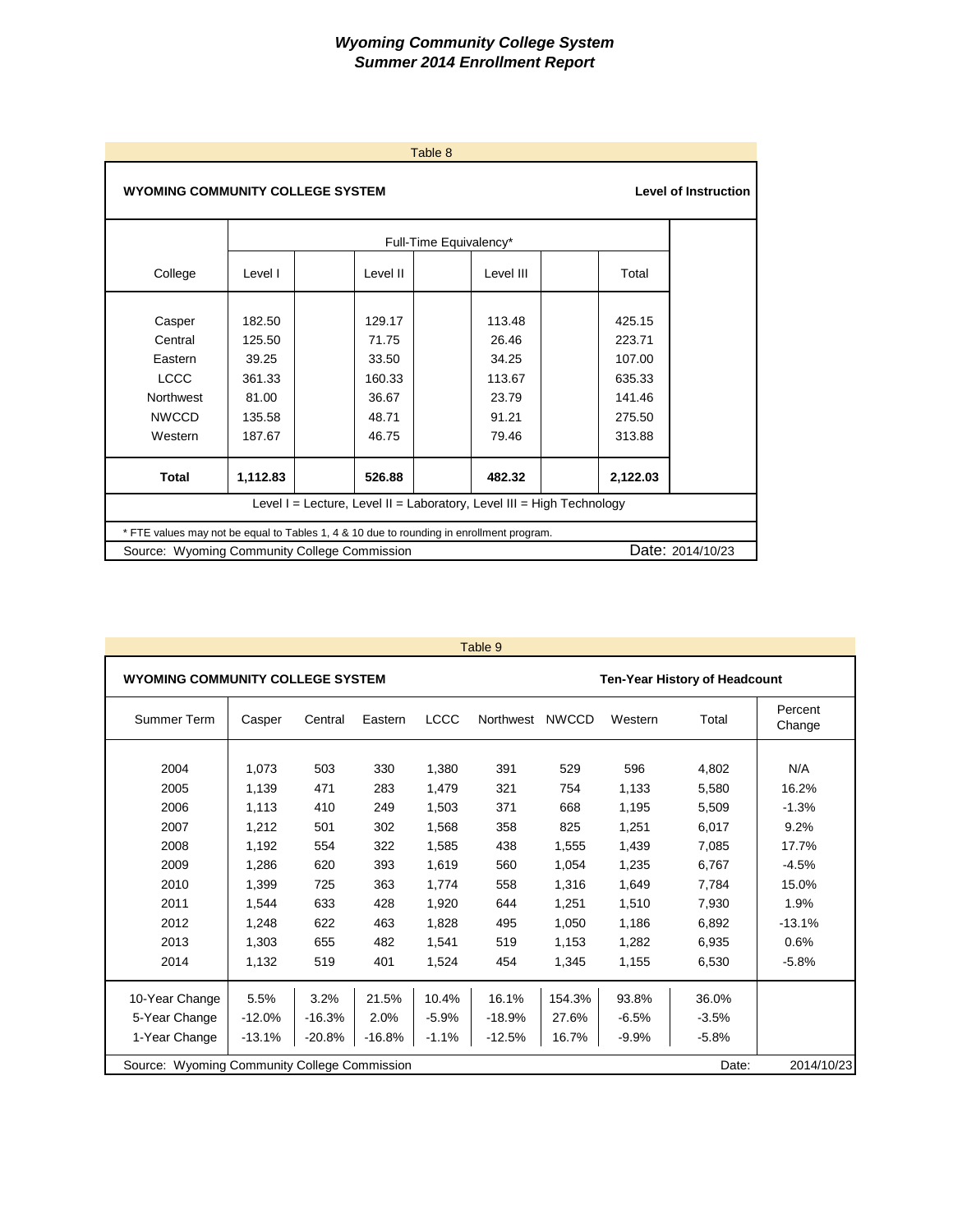# *Wyoming Community College System*
## *Summer 2014 Enrollment Report*

Table 8

**WYOMING COMMUNITY COLLEGE SYSTEM** — **Level of Instruction**

| College | Full-Time Equivalency* | | | |
|---|---|---|---|---|
| | Level I | Level II | Level III | Total |
| Casper | 182.50 | 129.17 | 113.48 | 425.15 |
| Central | 125.50 | 71.75 | 26.46 | 223.71 |
| Eastern | 39.25 | 33.50 | 34.25 | 107.00 |
| LCCC | 361.33 | 160.33 | 113.67 | 635.33 |
| Northwest | 81.00 | 36.67 | 23.79 | 141.46 |
| NWCCD | 135.58 | 48.71 | 91.21 | 275.50 |
| Western | 187.67 | 46.75 | 79.46 | 313.88 |
| **Total** | **1,112.83** | **526.88** | **482.32** | **2,122.03** |

Level I = Lecture, Level II = Laboratory, Level III = High Technology

* FTE values may not be equal to Tables 1, 4 & 10 due to rounding in enrollment program.

Source: Wyoming Community College Commission — Date: 2014/10/23

Table 9

**WYOMING COMMUNITY COLLEGE SYSTEM** — **Ten-Year History of Headcount**

| Summer Term | Casper | Central | Eastern | LCCC | Northwest | NWCCD | Western | Total | Percent Change |
|---|---|---|---|---|---|---|---|---|---|
| 2004 | 1,073 | 503 | 330 | 1,380 | 391 | 529 | 596 | 4,802 | N/A |
| 2005 | 1,139 | 471 | 283 | 1,479 | 321 | 754 | 1,133 | 5,580 | 16.2% |
| 2006 | 1,113 | 410 | 249 | 1,503 | 371 | 668 | 1,195 | 5,509 | -1.3% |
| 2007 | 1,212 | 501 | 302 | 1,568 | 358 | 825 | 1,251 | 6,017 | 9.2% |
| 2008 | 1,192 | 554 | 322 | 1,585 | 438 | 1,555 | 1,439 | 7,085 | 17.7% |
| 2009 | 1,286 | 620 | 393 | 1,619 | 560 | 1,054 | 1,235 | 6,767 | -4.5% |
| 2010 | 1,399 | 725 | 363 | 1,774 | 558 | 1,316 | 1,649 | 7,784 | 15.0% |
| 2011 | 1,544 | 633 | 428 | 1,920 | 644 | 1,251 | 1,510 | 7,930 | 1.9% |
| 2012 | 1,248 | 622 | 463 | 1,828 | 495 | 1,050 | 1,186 | 6,892 | -13.1% |
| 2013 | 1,303 | 655 | 482 | 1,541 | 519 | 1,153 | 1,282 | 6,935 | 0.6% |
| 2014 | 1,132 | 519 | 401 | 1,524 | 454 | 1,345 | 1,155 | 6,530 | -5.8% |
| 10-Year Change | 5.5% | 3.2% | 21.5% | 10.4% | 16.1% | 154.3% | 93.8% | 36.0% | |
| 5-Year Change | -12.0% | -16.3% | 2.0% | -5.9% | -18.9% | 27.6% | -6.5% | -3.5% | |
| 1-Year Change | -13.1% | -20.8% | -16.8% | -1.1% | -12.5% | 16.7% | -9.9% | -5.8% | |

Source: Wyoming Community College Commission — Date: 2014/10/23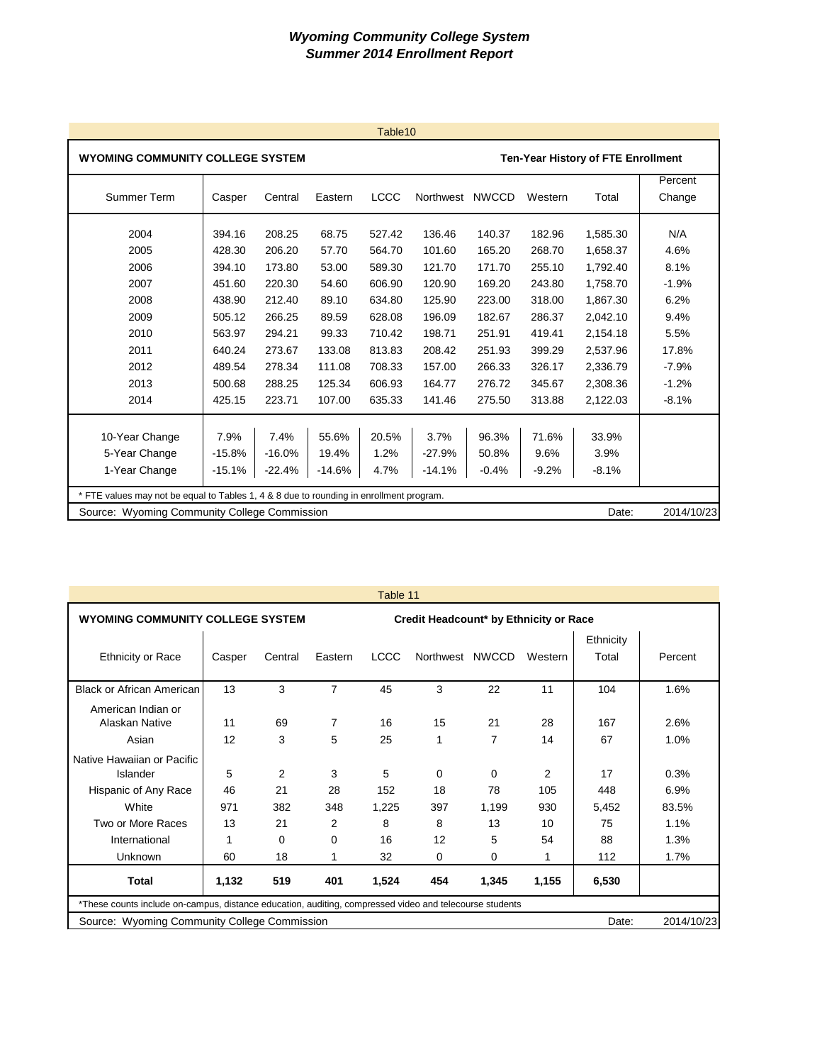## Wyoming Community College System
## Summer 2014 Enrollment Report

Table10

| WYOMING COMMUNITY COLLEGE SYSTEM | | | | | | | | Ten-Year History of FTE Enrollment | |
|---|---|---|---|---|---|---|---|---|---|
| Summer Term | Casper | Central | Eastern | LCCC | Northwest | NWCCD | Western | Total | Percent Change |
| 2004 | 394.16 | 208.25 | 68.75 | 527.42 | 136.46 | 140.37 | 182.96 | 1,585.30 | N/A |
| 2005 | 428.30 | 206.20 | 57.70 | 564.70 | 101.60 | 165.20 | 268.70 | 1,658.37 | 4.6% |
| 2006 | 394.10 | 173.80 | 53.00 | 589.30 | 121.70 | 171.70 | 255.10 | 1,792.40 | 8.1% |
| 2007 | 451.60 | 220.30 | 54.60 | 606.90 | 120.90 | 169.20 | 243.80 | 1,758.70 | -1.9% |
| 2008 | 438.90 | 212.40 | 89.10 | 634.80 | 125.90 | 223.00 | 318.00 | 1,867.30 | 6.2% |
| 2009 | 505.12 | 266.25 | 89.59 | 628.08 | 196.09 | 182.67 | 286.37 | 2,042.10 | 9.4% |
| 2010 | 563.97 | 294.21 | 99.33 | 710.42 | 198.71 | 251.91 | 419.41 | 2,154.18 | 5.5% |
| 2011 | 640.24 | 273.67 | 133.08 | 813.83 | 208.42 | 251.93 | 399.29 | 2,537.96 | 17.8% |
| 2012 | 489.54 | 278.34 | 111.08 | 708.33 | 157.00 | 266.33 | 326.17 | 2,336.79 | -7.9% |
| 2013 | 500.68 | 288.25 | 125.34 | 606.93 | 164.77 | 276.72 | 345.67 | 2,308.36 | -1.2% |
| 2014 | 425.15 | 223.71 | 107.00 | 635.33 | 141.46 | 275.50 | 313.88 | 2,122.03 | -8.1% |
| 10-Year Change | 7.9% | 7.4% | 55.6% | 20.5% | 3.7% | 96.3% | 71.6% | 33.9% | |
| 5-Year Change | -15.8% | -16.0% | 19.4% | 1.2% | -27.9% | 50.8% | 9.6% | 3.9% | |
| 1-Year Change | -15.1% | -22.4% | -14.6% | 4.7% | -14.1% | -0.4% | -9.2% | -8.1% | |

* FTE values may not be equal to Tables 1, 4 & 8 due to rounding in enrollment program.

Source: Wyoming Community College Commission Date: 2014/10/23

Table 11

| WYOMING COMMUNITY COLLEGE SYSTEM | | | | | Credit Headcount* by Ethnicity or Race | | | | |
|---|---|---|---|---|---|---|---|---|---|
| Ethnicity or Race | Casper | Central | Eastern | LCCC | Northwest | NWCCD | Western | Ethnicity Total | Percent |
| Black or African American | 13 | 3 | 7 | 45 | 3 | 22 | 11 | 104 | 1.6% |
| American Indian or Alaskan Native | 11 | 69 | 7 | 16 | 15 | 21 | 28 | 167 | 2.6% |
| Asian | 12 | 3 | 5 | 25 | 1 | 7 | 14 | 67 | 1.0% |
| Native Hawaiian or Pacific Islander | 5 | 2 | 3 | 5 | 0 | 0 | 2 | 17 | 0.3% |
| Hispanic of Any Race | 46 | 21 | 28 | 152 | 18 | 78 | 105 | 448 | 6.9% |
| White | 971 | 382 | 348 | 1,225 | 397 | 1,199 | 930 | 5,452 | 83.5% |
| Two or More Races | 13 | 21 | 2 | 8 | 8 | 13 | 10 | 75 | 1.1% |
| International | 1 | 0 | 0 | 16 | 12 | 5 | 54 | 88 | 1.3% |
| Unknown | 60 | 18 | 1 | 32 | 0 | 0 | 1 | 112 | 1.7% |
| **Total** | **1,132** | **519** | **401** | **1,524** | **454** | **1,345** | **1,155** | **6,530** | |

*These counts include on-campus, distance education, auditing, compressed video and telecourse students

Source: Wyoming Community College Commission Date: 2014/10/23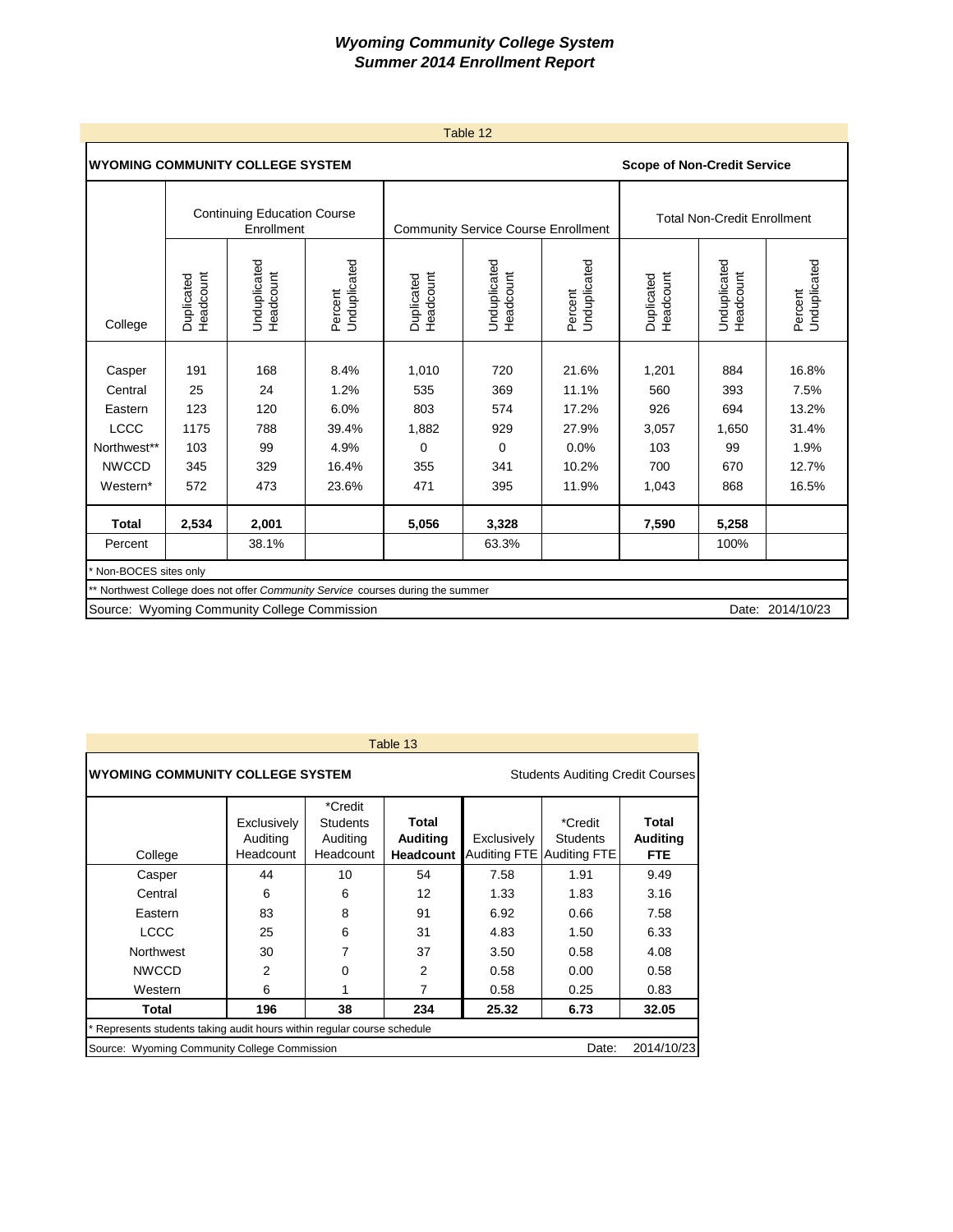# *Wyoming Community College System*
## *Summer 2014 Enrollment Report*

Table 12

**WYOMING COMMUNITY COLLEGE SYSTEM** — **Scope of Non-Credit Service**

| College | Continuing Education Course Enrollment | | | Community Service Course Enrollment | | | Total Non-Credit Enrollment | | |
|---|---|---|---|---|---|---|---|---|---|
| | Duplicated Headcount | Unduplicated Headcount | Percent Unduplicated | Duplicated Headcount | Unduplicated Headcount | Percent Unduplicated | Duplicated Headcount | Unduplicated Headcount | Percent Unduplicated |
| Casper | 191 | 168 | 8.4% | 1,010 | 720 | 21.6% | 1,201 | 884 | 16.8% |
| Central | 25 | 24 | 1.2% | 535 | 369 | 11.1% | 560 | 393 | 7.5% |
| Eastern | 123 | 120 | 6.0% | 803 | 574 | 17.2% | 926 | 694 | 13.2% |
| LCCC | 1175 | 788 | 39.4% | 1,882 | 929 | 27.9% | 3,057 | 1,650 | 31.4% |
| Northwest** | 103 | 99 | 4.9% | 0 | 0 | 0.0% | 103 | 99 | 1.9% |
| NWCCD | 345 | 329 | 16.4% | 355 | 341 | 10.2% | 700 | 670 | 12.7% |
| Western* | 572 | 473 | 23.6% | 471 | 395 | 11.9% | 1,043 | 868 | 16.5% |
| **Total** | **2,534** | **2,001** | | **5,056** | **3,328** | | **7,590** | **5,258** | |
| Percent | | 38.1% | | | 63.3% | | | 100% | |

\* Non-BOCES sites only

** Northwest College does not offer *Community Service* courses during the summer

Source: Wyoming Community College Commission — Date: 2014/10/23

Table 13

**WYOMING COMMUNITY COLLEGE SYSTEM** — Students Auditing Credit Courses

| College | Exclusively Auditing Headcount | *Credit Students Auditing Headcount | **Total Auditing Headcount** | Exclusively Auditing FTE | *Credit Students Auditing FTE | **Total Auditing FTE** |
|---|---|---|---|---|---|---|
| Casper | 44 | 10 | 54 | 7.58 | 1.91 | 9.49 |
| Central | 6 | 6 | 12 | 1.33 | 1.83 | 3.16 |
| Eastern | 83 | 8 | 91 | 6.92 | 0.66 | 7.58 |
| LCCC | 25 | 6 | 31 | 4.83 | 1.50 | 6.33 |
| Northwest | 30 | 7 | 37 | 3.50 | 0.58 | 4.08 |
| NWCCD | 2 | 0 | 2 | 0.58 | 0.00 | 0.58 |
| Western | 6 | 1 | 7 | 0.58 | 0.25 | 0.83 |
| **Total** | **196** | **38** | **234** | **25.32** | **6.73** | **32.05** |

\* Represents students taking audit hours within regular course schedule

Source: Wyoming Community College Commission — Date: 2014/10/23